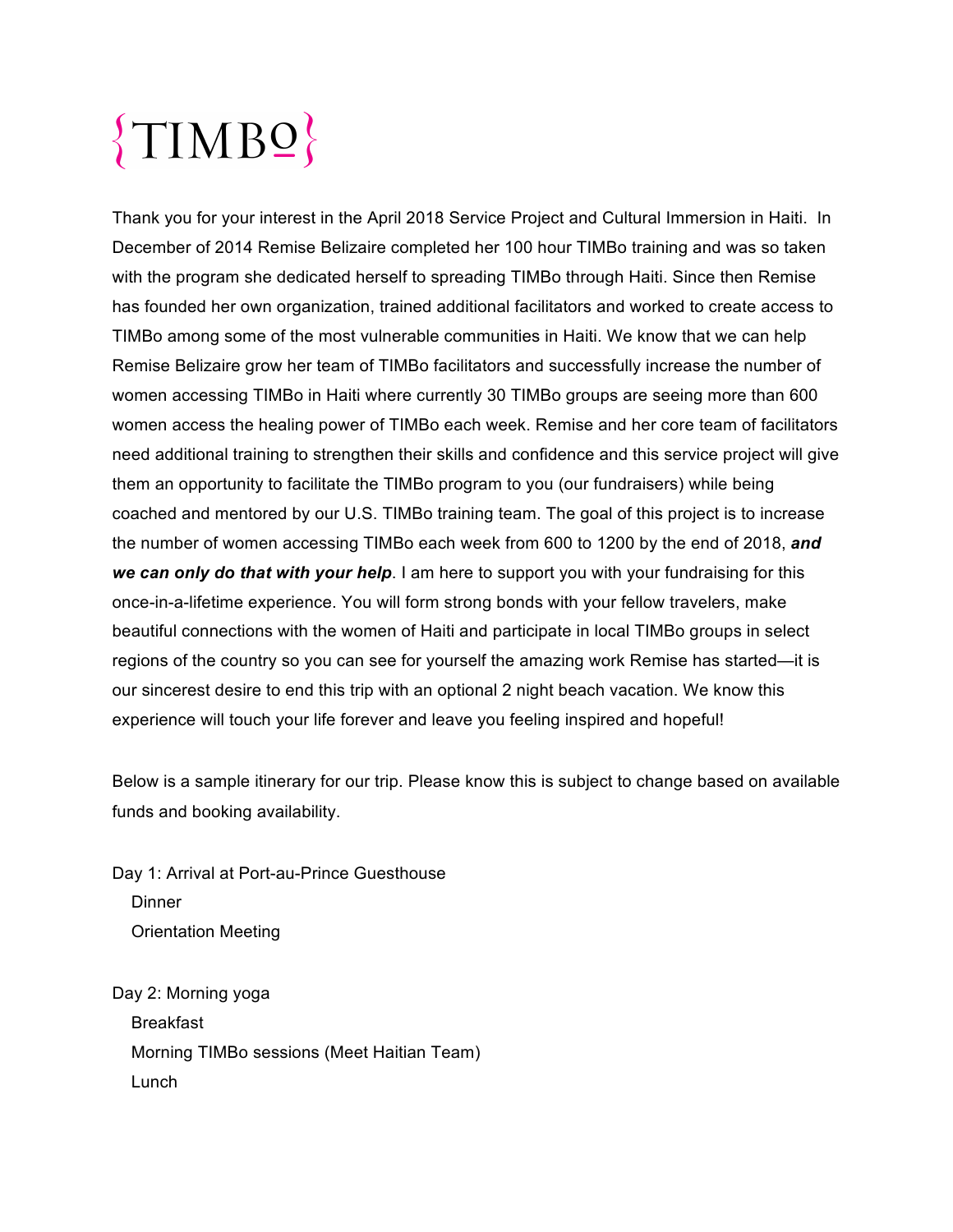# {TIMBo}

Thank you for your interest in the April 2018 Service Project and Cultural Immersion in Haiti. In December of 2014 Remise Belizaire completed her 100 hour TIMBo training and was so taken with the program she dedicated herself to spreading TIMBo through Haiti. Since then Remise has founded her own organization, trained additional facilitators and worked to create access to TIMBo among some of the most vulnerable communities in Haiti. We know that we can help Remise Belizaire grow her team of TIMBo facilitators and successfully increase the number of women accessing TIMBo in Haiti where currently 30 TIMBo groups are seeing more than 600 women access the healing power of TIMBo each week. Remise and her core team of facilitators need additional training to strengthen their skills and confidence and this service project will give them an opportunity to facilitate the TIMBo program to you (our fundraisers) while being coached and mentored by our U.S. TIMBo training team. The goal of this project is to increase the number of women accessing TIMBo each week from 600 to 1200 by the end of 2018, ***and we can only do that with your help***. I am here to support you with your fundraising for this once-in-a-lifetime experience. You will form strong bonds with your fellow travelers, make beautiful connections with the women of Haiti and participate in local TIMBo groups in select regions of the country so you can see for yourself the amazing work Remise has started—it is our sincerest desire to end this trip with an optional 2 night beach vacation. We know this experience will touch your life forever and leave you feeling inspired and hopeful!

Below is a sample itinerary for our trip. Please know this is subject to change based on available funds and booking availability.

Day 1: Arrival at Port-au-Prince Guesthouse
- Dinner
- Orientation Meeting

Day 2: Morning yoga
- Breakfast
- Morning TIMBo sessions (Meet Haitian Team)
- Lunch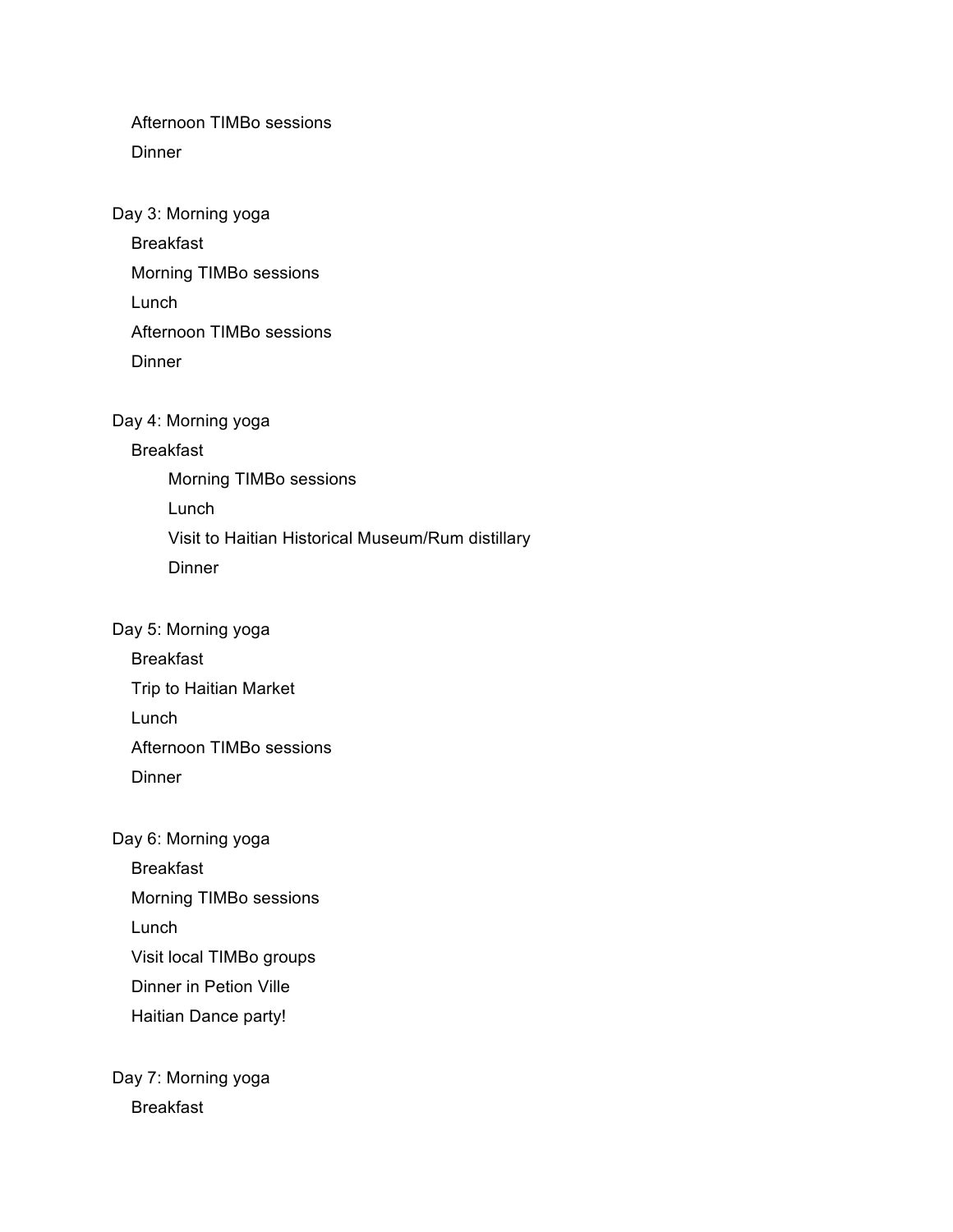Afternoon TIMBo sessions
Dinner

Day 3: Morning yoga
Breakfast
Morning TIMBo sessions
Lunch
Afternoon TIMBo sessions
Dinner

Day 4: Morning yoga
Breakfast
Morning TIMBo sessions
Lunch
Visit to Haitian Historical Museum/Rum distillary
Dinner

Day 5: Morning yoga
Breakfast
Trip to Haitian Market
Lunch
Afternoon TIMBo sessions
Dinner

Day 6: Morning yoga
Breakfast
Morning TIMBo sessions
Lunch
Visit local TIMBo groups
Dinner in Petion Ville
Haitian Dance party!

Day 7: Morning yoga
Breakfast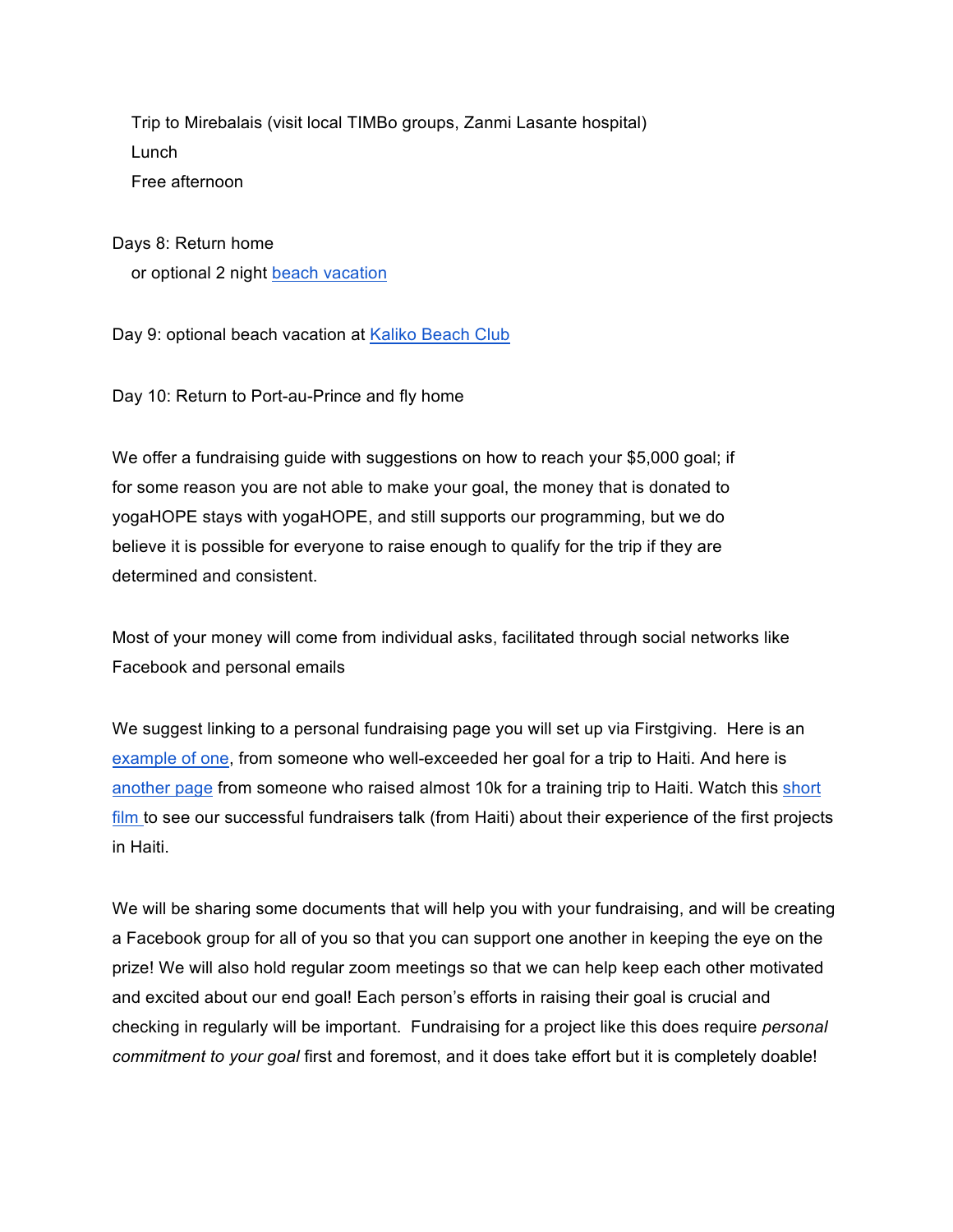Trip to Mirebalais (visit local TIMBo groups, Zanmi Lasante hospital)
Lunch
Free afternoon

Days 8: Return home
or optional 2 night beach vacation

Day 9: optional beach vacation at Kaliko Beach Club

Day 10: Return to Port-au-Prince and fly home

We offer a fundraising guide with suggestions on how to reach your $5,000 goal; if for some reason you are not able to make your goal, the money that is donated to yogaHOPE stays with yogaHOPE, and still supports our programming, but we do believe it is possible for everyone to raise enough to qualify for the trip if they are determined and consistent.

Most of your money will come from individual asks, facilitated through social networks like Facebook and personal emails

We suggest linking to a personal fundraising page you will set up via Firstgiving. Here is an example of one, from someone who well-exceeded her goal for a trip to Haiti. And here is another page from someone who raised almost 10k for a training trip to Haiti. Watch this short film to see our successful fundraisers talk (from Haiti) about their experience of the first projects in Haiti.

We will be sharing some documents that will help you with your fundraising, and will be creating a Facebook group for all of you so that you can support one another in keeping the eye on the prize! We will also hold regular zoom meetings so that we can help keep each other motivated and excited about our end goal! Each person's efforts in raising their goal is crucial and checking in regularly will be important. Fundraising for a project like this does require *personal commitment to your goal* first and foremost, and it does take effort but it is completely doable!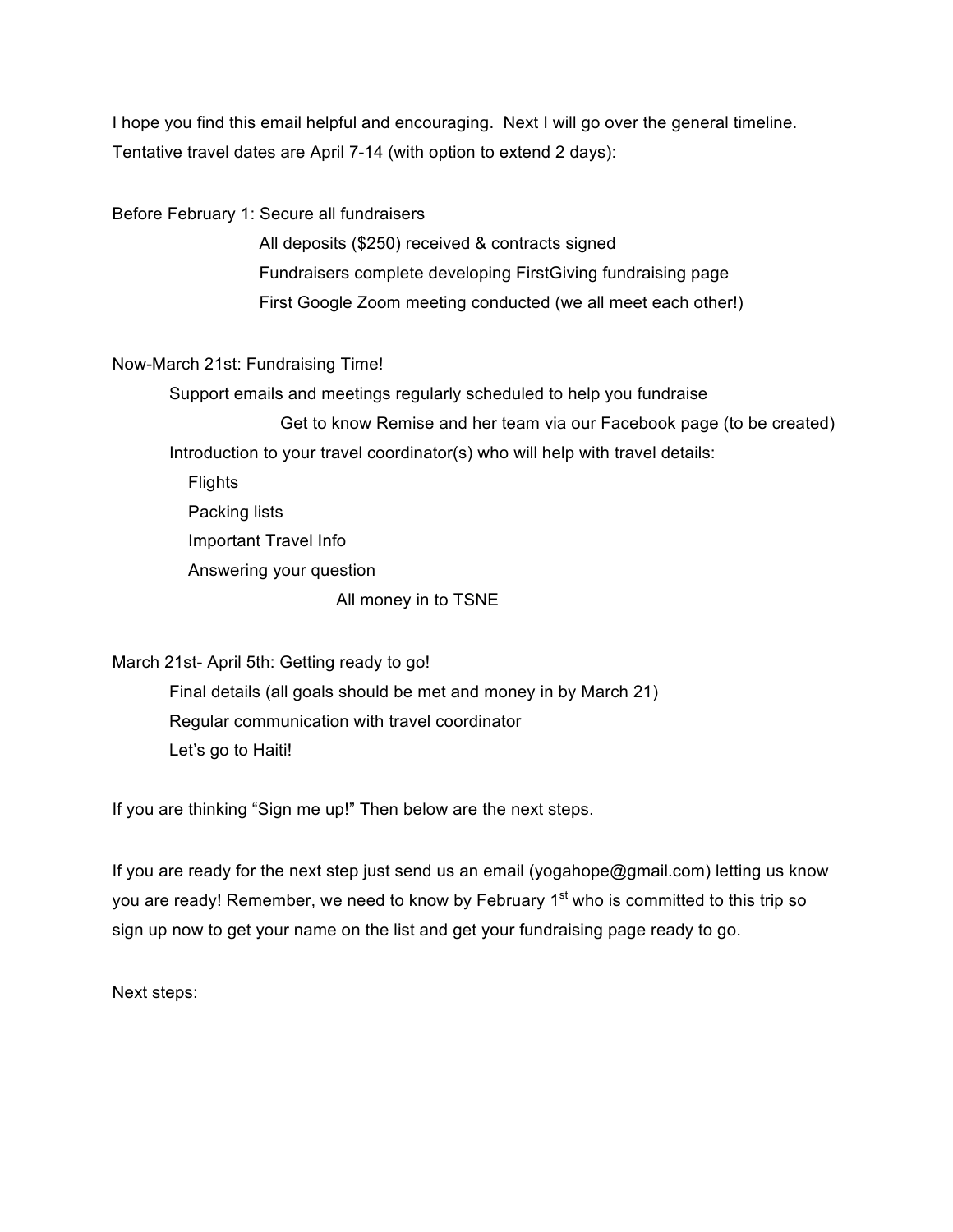I hope you find this email helpful and encouraging. Next I will go over the general timeline. Tentative travel dates are April 7-14 (with option to extend 2 days):

Before February 1: Secure all fundraisers

- All deposits ($250) received & contracts signed
- Fundraisers complete developing FirstGiving fundraising page
- First Google Zoom meeting conducted (we all meet each other!)

Now-March 21st: Fundraising Time!

- Support emails and meetings regularly scheduled to help you fundraise
  - Get to know Remise and her team via our Facebook page (to be created)
- Introduction to your travel coordinator(s) who will help with travel details:
  - Flights
  - Packing lists
  - Important Travel Info
  - Answering your question
    - All money in to TSNE

March 21st- April 5th: Getting ready to go!

- Final details (all goals should be met and money in by March 21)
- Regular communication with travel coordinator
- Let's go to Haiti!

If you are thinking "Sign me up!" Then below are the next steps.

If you are ready for the next step just send us an email (yogahope@gmail.com) letting us know you are ready! Remember, we need to know by February 1st who is committed to this trip so sign up now to get your name on the list and get your fundraising page ready to go.

Next steps: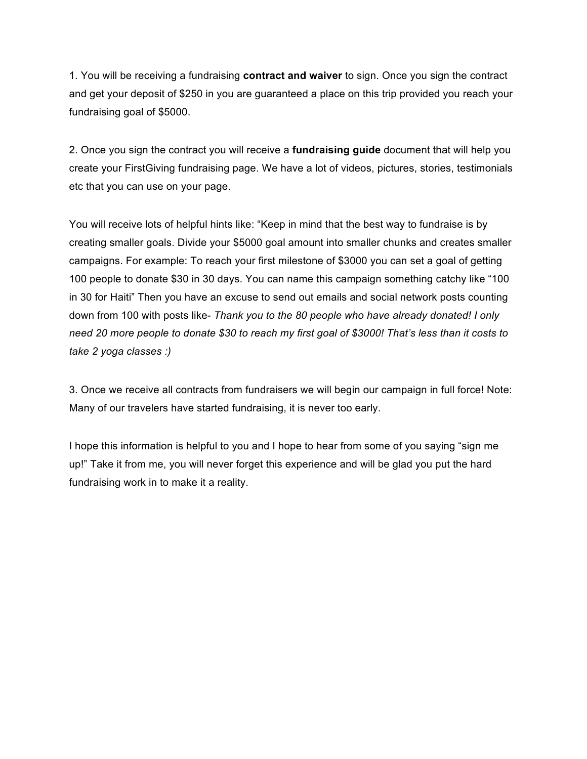1. You will be receiving a fundraising **contract and waiver** to sign. Once you sign the contract and get your deposit of $250 in you are guaranteed a place on this trip provided you reach your fundraising goal of $5000.

2. Once you sign the contract you will receive a **fundraising guide** document that will help you create your FirstGiving fundraising page. We have a lot of videos, pictures, stories, testimonials etc that you can use on your page.

You will receive lots of helpful hints like: “Keep in mind that the best way to fundraise is by creating smaller goals. Divide your $5000 goal amount into smaller chunks and creates smaller campaigns. For example: To reach your first milestone of $3000 you can set a goal of getting 100 people to donate $30 in 30 days. You can name this campaign something catchy like “100 in 30 for Haiti” Then you have an excuse to send out emails and social network posts counting down from 100 with posts like- *Thank you to the 80 people who have already donated! I only need 20 more people to donate $30 to reach my first goal of $3000! That’s less than it costs to take 2 yoga classes :)*

3. Once we receive all contracts from fundraisers we will begin our campaign in full force! Note: Many of our travelers have started fundraising, it is never too early.

I hope this information is helpful to you and I hope to hear from some of you saying “sign me up!” Take it from me, you will never forget this experience and will be glad you put the hard fundraising work in to make it a reality.